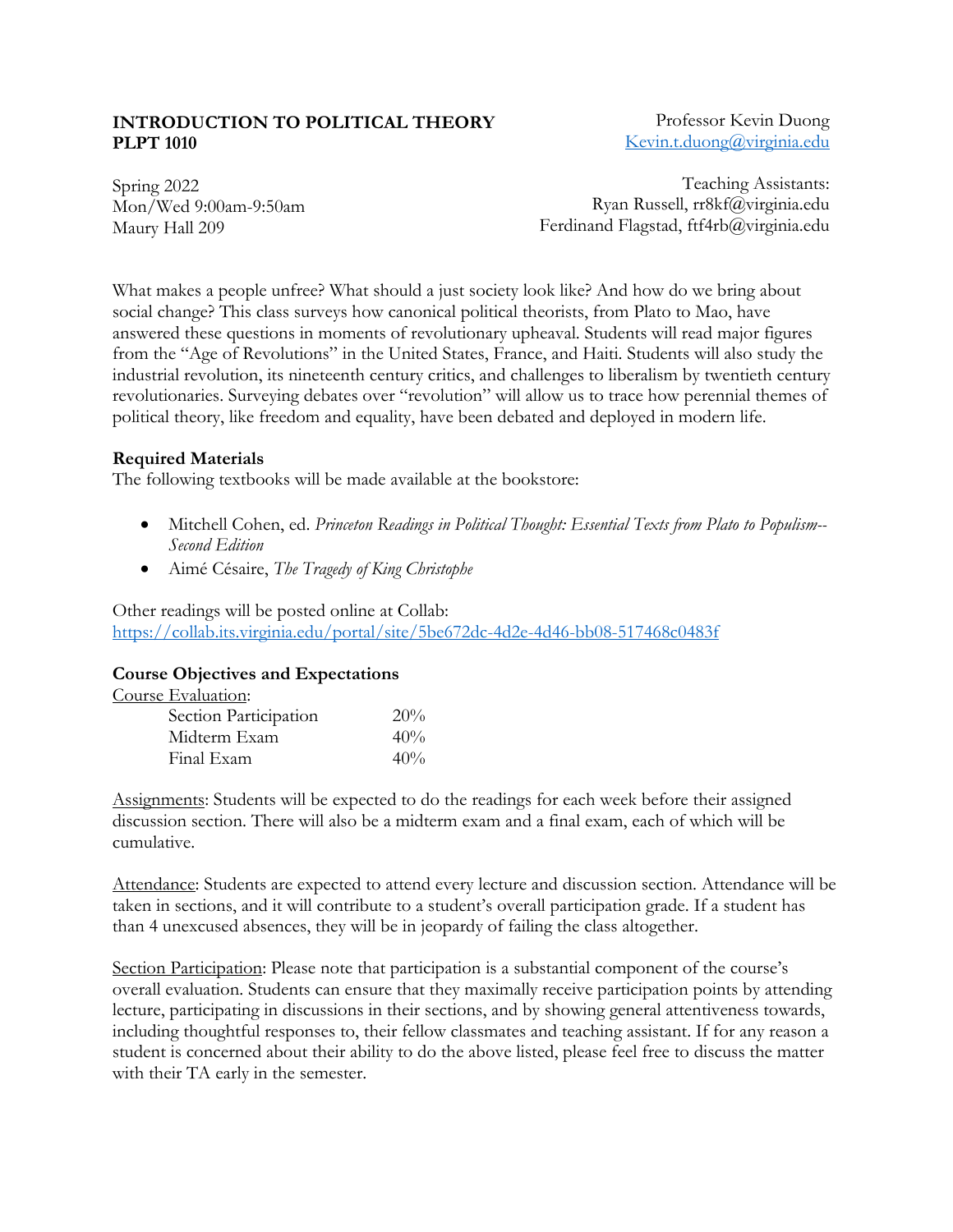**INTRODUCTION TO POLITICAL THEORY**
**PLPT 1010**

Professor Kevin Duong
[Kevin.t.duong@virginia.edu](mailto:Kevin.t.duong@virginia.edu)

Spring 2022
Mon/Wed 9:00am-9:50am
Maury Hall 209

Teaching Assistants:
Ryan Russell, rr8kf@virginia.edu
Ferdinand Flagstad, ftf4rb@virginia.edu

What makes a people unfree? What should a just society look like? And how do we bring about social change? This class surveys how canonical political theorists, from Plato to Mao, have answered these questions in moments of revolutionary upheaval. Students will read major figures from the "Age of Revolutions" in the United States, France, and Haiti. Students will also study the industrial revolution, its nineteenth century critics, and challenges to liberalism by twentieth century revolutionaries. Surveying debates over "revolution" will allow us to trace how perennial themes of political theory, like freedom and equality, have been debated and deployed in modern life.

**Required Materials**
The following textbooks will be made available at the bookstore:

- Mitchell Cohen, ed. *Princeton Readings in Political Thought: Essential Texts from Plato to Populism--Second Edition*
- Aimé Césaire, *The Tragedy of King Christophe*

Other readings will be posted online at Collab:
https://collab.its.virginia.edu/portal/site/5be672dc-4d2e-4d46-bb08-517468c0483f

**Course Objectives and Expectations**
Course Evaluation:

| | |
|---|---|
| Section Participation | 20% |
| Midterm Exam | 40% |
| Final Exam | 40% |

Assignments: Students will be expected to do the readings for each week before their assigned discussion section. There will also be a midterm exam and a final exam, each of which will be cumulative.

Attendance: Students are expected to attend every lecture and discussion section. Attendance will be taken in sections, and it will contribute to a student's overall participation grade. If a student has than 4 unexcused absences, they will be in jeopardy of failing the class altogether.

Section Participation: Please note that participation is a substantial component of the course's overall evaluation. Students can ensure that they maximally receive participation points by attending lecture, participating in discussions in their sections, and by showing general attentiveness towards, including thoughtful responses to, their fellow classmates and teaching assistant. If for any reason a student is concerned about their ability to do the above listed, please feel free to discuss the matter with their TA early in the semester.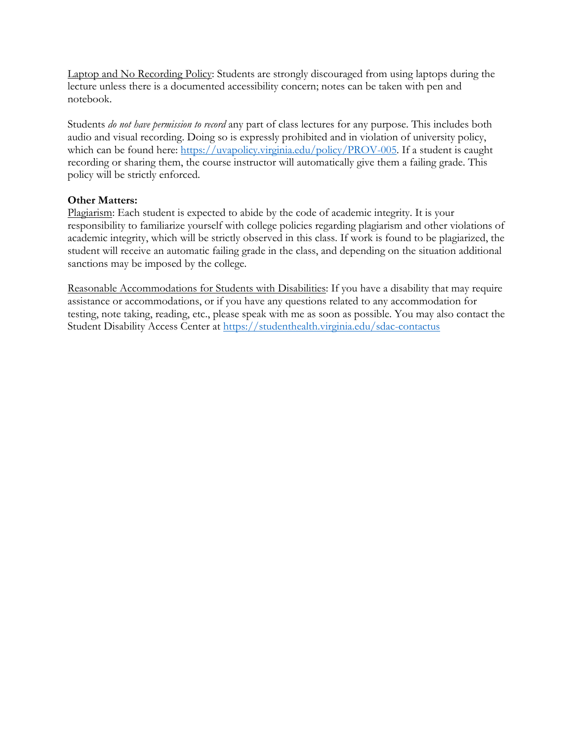Laptop and No Recording Policy: Students are strongly discouraged from using laptops during the lecture unless there is a documented accessibility concern; notes can be taken with pen and notebook.

Students *do not have permission to record* any part of class lectures for any purpose. This includes both audio and visual recording. Doing so is expressly prohibited and in violation of university policy, which can be found here: [https://uvapolicy.virginia.edu/policy/PROV-005](https://uvapolicy.virginia.edu/policy/PROV-005). If a student is caught recording or sharing them, the course instructor will automatically give them a failing grade. This policy will be strictly enforced.

**Other Matters:**

Plagiarism: Each student is expected to abide by the code of academic integrity. It is your responsibility to familiarize yourself with college policies regarding plagiarism and other violations of academic integrity, which will be strictly observed in this class. If work is found to be plagiarized, the student will receive an automatic failing grade in the class, and depending on the situation additional sanctions may be imposed by the college.

Reasonable Accommodations for Students with Disabilities: If you have a disability that may require assistance or accommodations, or if you have any questions related to any accommodation for testing, note taking, reading, etc., please speak with me as soon as possible. You may also contact the Student Disability Access Center at [https://studenthealth.virginia.edu/sdac-contactus](https://studenthealth.virginia.edu/sdac-contactus)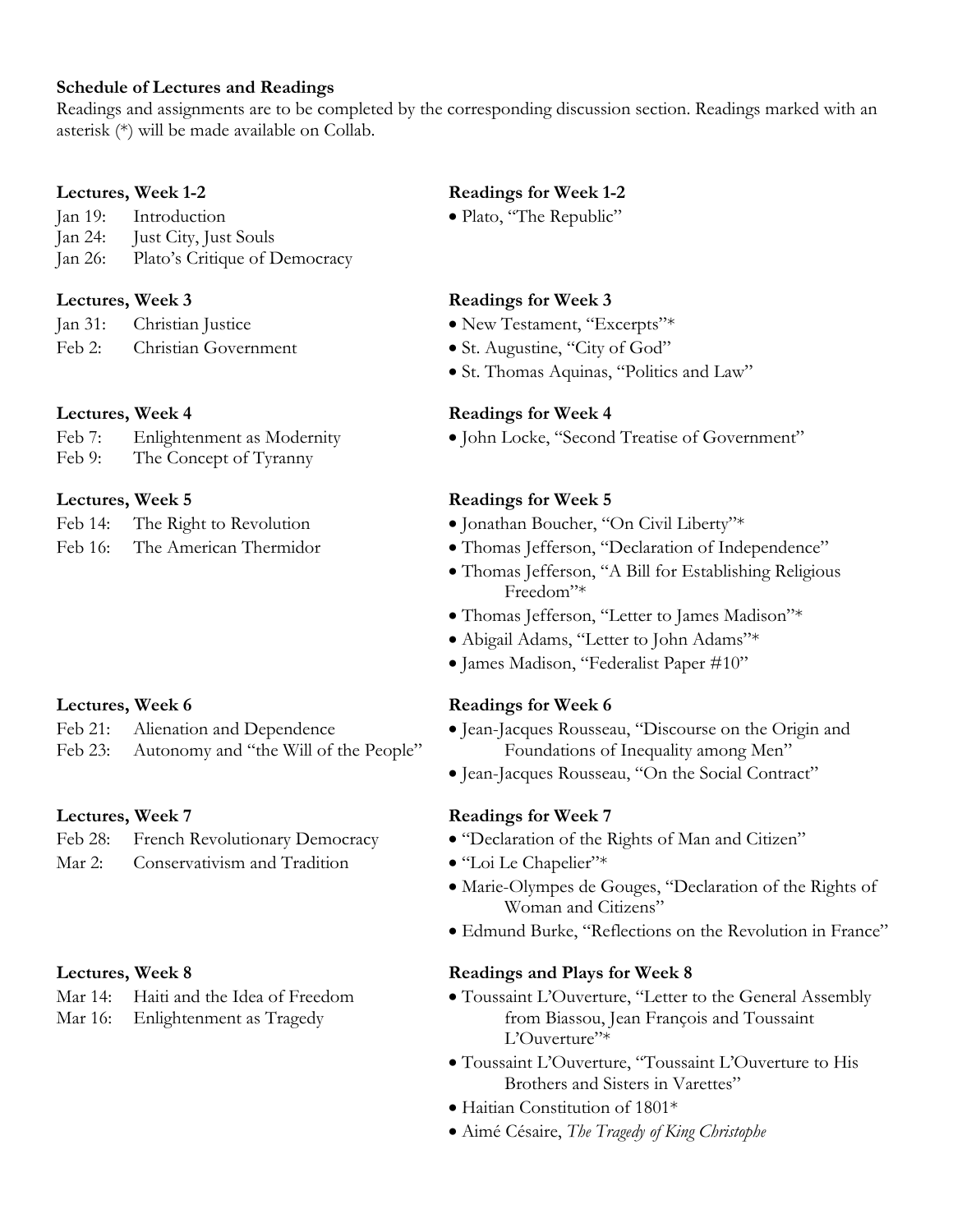**Schedule of Lectures and Readings**

Readings and assignments are to be completed by the corresponding discussion section. Readings marked with an asterisk (*) will be made available on Collab.

**Lectures, Week 1-2**

- Jan 19: Introduction
- Jan 24: Just City, Just Souls
- Jan 26: Plato's Critique of Democracy

**Readings for Week 1-2**

- Plato, "The Republic"

**Lectures, Week 3**

- Jan 31: Christian Justice
- Feb 2: Christian Government

**Readings for Week 3**

- New Testament, "Excerpts"*
- St. Augustine, "City of God"
- St. Thomas Aquinas, "Politics and Law"

**Lectures, Week 4**

- Feb 7: Enlightenment as Modernity
- Feb 9: The Concept of Tyranny

**Readings for Week 4**

- John Locke, "Second Treatise of Government"

**Lectures, Week 5**

- Feb 14: The Right to Revolution
- Feb 16: The American Thermidor

**Readings for Week 5**

- Jonathan Boucher, "On Civil Liberty"*
- Thomas Jefferson, "Declaration of Independence"
- Thomas Jefferson, "A Bill for Establishing Religious Freedom"*
- Thomas Jefferson, "Letter to James Madison"*
- Abigail Adams, "Letter to John Adams"*
- James Madison, "Federalist Paper #10"

**Lectures, Week 6**

- Feb 21: Alienation and Dependence
- Feb 23: Autonomy and "the Will of the People"

**Readings for Week 6**

- Jean-Jacques Rousseau, "Discourse on the Origin and Foundations of Inequality among Men"
- Jean-Jacques Rousseau, "On the Social Contract"

**Lectures, Week 7**

- Feb 28: French Revolutionary Democracy
- Mar 2: Conservativism and Tradition

**Readings for Week 7**

- "Declaration of the Rights of Man and Citizen"
- "Loi Le Chapelier"*
- Marie-Olympes de Gouges, "Declaration of the Rights of Woman and Citizens"
- Edmund Burke, "Reflections on the Revolution in France"

**Lectures, Week 8**

- Mar 14: Haiti and the Idea of Freedom
- Mar 16: Enlightenment as Tragedy

**Readings and Plays for Week 8**

- Toussaint L'Ouverture, "Letter to the General Assembly from Biassou, Jean François and Toussaint L'Ouverture"*
- Toussaint L'Ouverture, "Toussaint L'Ouverture to His Brothers and Sisters in Varettes"
- Haitian Constitution of 1801*
- Aimé Césaire, *The Tragedy of King Christophe*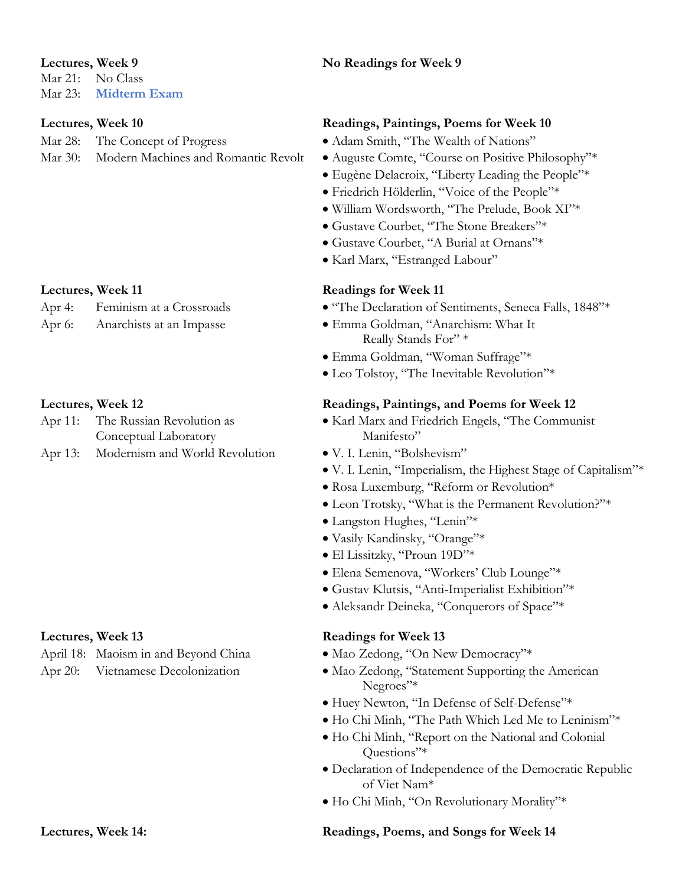**Lectures, Week 9**

Mar 21: No Class

Mar 23: **Midterm Exam**

**No Readings for Week 9**

**Lectures, Week 10**

Mar 28: The Concept of Progress

Mar 30: Modern Machines and Romantic Revolt

**Readings, Paintings, Poems for Week 10**

- Adam Smith, "The Wealth of Nations"
- Auguste Comte, "Course on Positive Philosophy"*
- Eugène Delacroix, "Liberty Leading the People"*
- Friedrich Hölderlin, "Voice of the People"*
- William Wordsworth, "The Prelude, Book XI"*
- Gustave Courbet, "The Stone Breakers"*
- Gustave Courbet, "A Burial at Ornans"*
- Karl Marx, "Estranged Labour"

**Lectures, Week 11**

Apr 4: Feminism at a Crossroads

Apr 6: Anarchists at an Impasse

**Readings for Week 11**

- "The Declaration of Sentiments, Seneca Falls, 1848"*
- Emma Goldman, "Anarchism: What It Really Stands For" *
- Emma Goldman, "Woman Suffrage"*
- Leo Tolstoy, "The Inevitable Revolution"*

**Lectures, Week 12**

Apr 11: The Russian Revolution as Conceptual Laboratory

Apr 13: Modernism and World Revolution

**Readings, Paintings, and Poems for Week 12**

- Karl Marx and Friedrich Engels, "The Communist Manifesto"
- V. I. Lenin, "Bolshevism"
- V. I. Lenin, "Imperialism, the Highest Stage of Capitalism"*
- Rosa Luxemburg, "Reform or Revolution*
- Leon Trotsky, "What is the Permanent Revolution?"*
- Langston Hughes, "Lenin"*
- Vasily Kandinsky, "Orange"*
- El Lissitzky, "Proun 19D"*
- Elena Semenova, "Workers' Club Lounge"*
- Gustav Klutsis, "Anti-Imperialist Exhibition"*
- Aleksandr Deineka, "Conquerors of Space"*

**Lectures, Week 13**

April 18: Maoism in and Beyond China

Apr 20: Vietnamese Decolonization

**Readings for Week 13**

- Mao Zedong, "On New Democracy"*
- Mao Zedong, "Statement Supporting the American Negroes"*
- Huey Newton, "In Defense of Self-Defense"*
- Ho Chi Minh, "The Path Which Led Me to Leninism"*
- Ho Chi Minh, "Report on the National and Colonial Questions"*
- Declaration of Independence of the Democratic Republic of Viet Nam*
- Ho Chi Minh, "On Revolutionary Morality"*

**Lectures, Week 14:**

**Readings, Poems, and Songs for Week 14**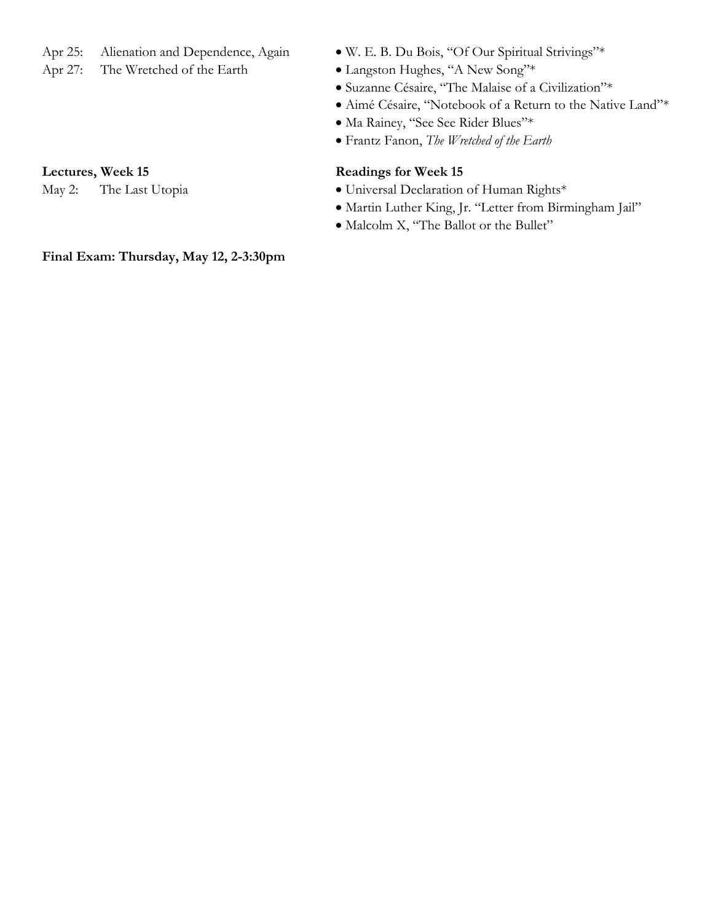Apr 25: Alienation and Dependence, Again

Apr 27: The Wretched of the Earth

- W. E. B. Du Bois, "Of Our Spiritual Strivings"*
- Langston Hughes, "A New Song"*
- Suzanne Césaire, "The Malaise of a Civilization"*
- Aimé Césaire, "Notebook of a Return to the Native Land"*
- Ma Rainey, "See See Rider Blues"*
- Frantz Fanon, *The Wretched of the Earth*

**Lectures, Week 15**

May 2: The Last Utopia

**Readings for Week 15**

- Universal Declaration of Human Rights*
- Martin Luther King, Jr. "Letter from Birmingham Jail"
- Malcolm X, "The Ballot or the Bullet"

**Final Exam: Thursday, May 12, 2-3:30pm**